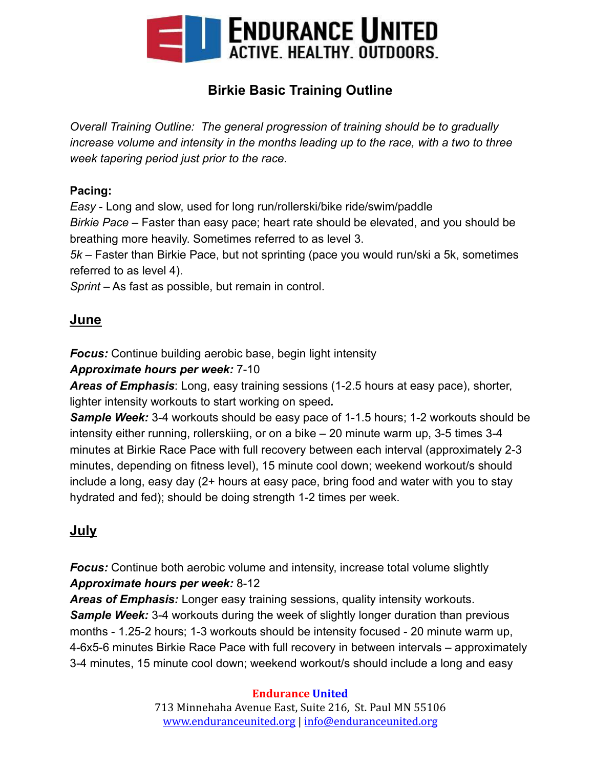# Birkie Basic Training Outline

*Overall Training Outline: The general progression of training should be to gradually increase volume and intensity in the months leading up to the race, with a two to three week tapering period just prior to the race.*

**Pacing:**

*Easy* - Long and slow, used for long run/rollerski/bike ride/swim/paddle
*Birkie Pace* – Faster than easy pace; heart rate should be elevated, and you should be breathing more heavily. Sometimes referred to as level 3.
*5k* – Faster than Birkie Pace, but not sprinting (pace you would run/ski a 5k, sometimes referred to as level 4).
*Sprint* – As fast as possible, but remain in control.

## June

***Focus:*** Continue building aerobic base, begin light intensity
***Approximate hours per week:*** 7-10
***Areas of Emphasis***: Long, easy training sessions (1-2.5 hours at easy pace), shorter, lighter intensity workouts to start working on speed***.***
***Sample Week:*** 3-4 workouts should be easy pace of 1-1.5 hours; 1-2 workouts should be intensity either running, rollerskiing, or on a bike – 20 minute warm up, 3-5 times 3-4 minutes at Birkie Race Pace with full recovery between each interval (approximately 2-3 minutes, depending on fitness level), 15 minute cool down; weekend workout/s should include a long, easy day (2+ hours at easy pace, bring food and water with you to stay hydrated and fed); should be doing strength 1-2 times per week.

## July

***Focus:*** Continue both aerobic volume and intensity, increase total volume slightly
***Approximate hours per week:*** 8-12
***Areas of Emphasis:*** Longer easy training sessions, quality intensity workouts.
***Sample Week:*** 3-4 workouts during the week of slightly longer duration than previous months - 1.25-2 hours; 1-3 workouts should be intensity focused - 20 minute warm up, 4-6x5-6 minutes Birkie Race Pace with full recovery in between intervals – approximately 3-4 minutes, 15 minute cool down; weekend workout/s should include a long and easy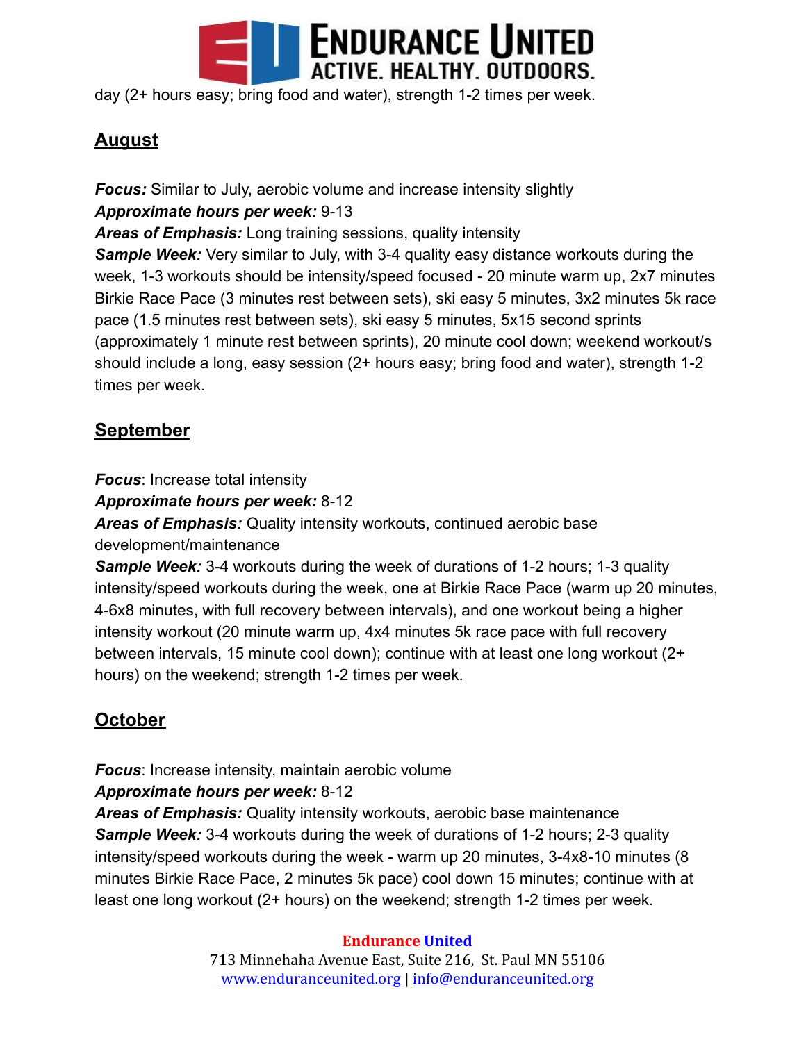day (2+ hours easy; bring food and water), strength 1-2 times per week.

## August

***Focus:*** Similar to July, aerobic volume and increase intensity slightly
***Approximate hours per week:*** 9-13
***Areas of Emphasis:*** Long training sessions, quality intensity
***Sample Week:*** Very similar to July, with 3-4 quality easy distance workouts during the week, 1-3 workouts should be intensity/speed focused - 20 minute warm up, 2x7 minutes Birkie Race Pace (3 minutes rest between sets), ski easy 5 minutes, 3x2 minutes 5k race pace (1.5 minutes rest between sets), ski easy 5 minutes, 5x15 second sprints (approximately 1 minute rest between sprints), 20 minute cool down; weekend workout/s should include a long, easy session (2+ hours easy; bring food and water), strength 1-2 times per week.

## September

***Focus***: Increase total intensity
***Approximate hours per week:*** 8-12
***Areas of Emphasis:*** Quality intensity workouts, continued aerobic base development/maintenance
***Sample Week:*** 3-4 workouts during the week of durations of 1-2 hours; 1-3 quality intensity/speed workouts during the week, one at Birkie Race Pace (warm up 20 minutes, 4-6x8 minutes, with full recovery between intervals), and one workout being a higher intensity workout (20 minute warm up, 4x4 minutes 5k race pace with full recovery between intervals, 15 minute cool down); continue with at least one long workout (2+ hours) on the weekend; strength 1-2 times per week.

## October

***Focus***: Increase intensity, maintain aerobic volume
***Approximate hours per week:*** 8-12
***Areas of Emphasis:*** Quality intensity workouts, aerobic base maintenance
***Sample Week:*** 3-4 workouts during the week of durations of 1-2 hours; 2-3 quality intensity/speed workouts during the week - warm up 20 minutes, 3-4x8-10 minutes (8 minutes Birkie Race Pace, 2 minutes 5k pace) cool down 15 minutes; continue with at least one long workout (2+ hours) on the weekend; strength 1-2 times per week.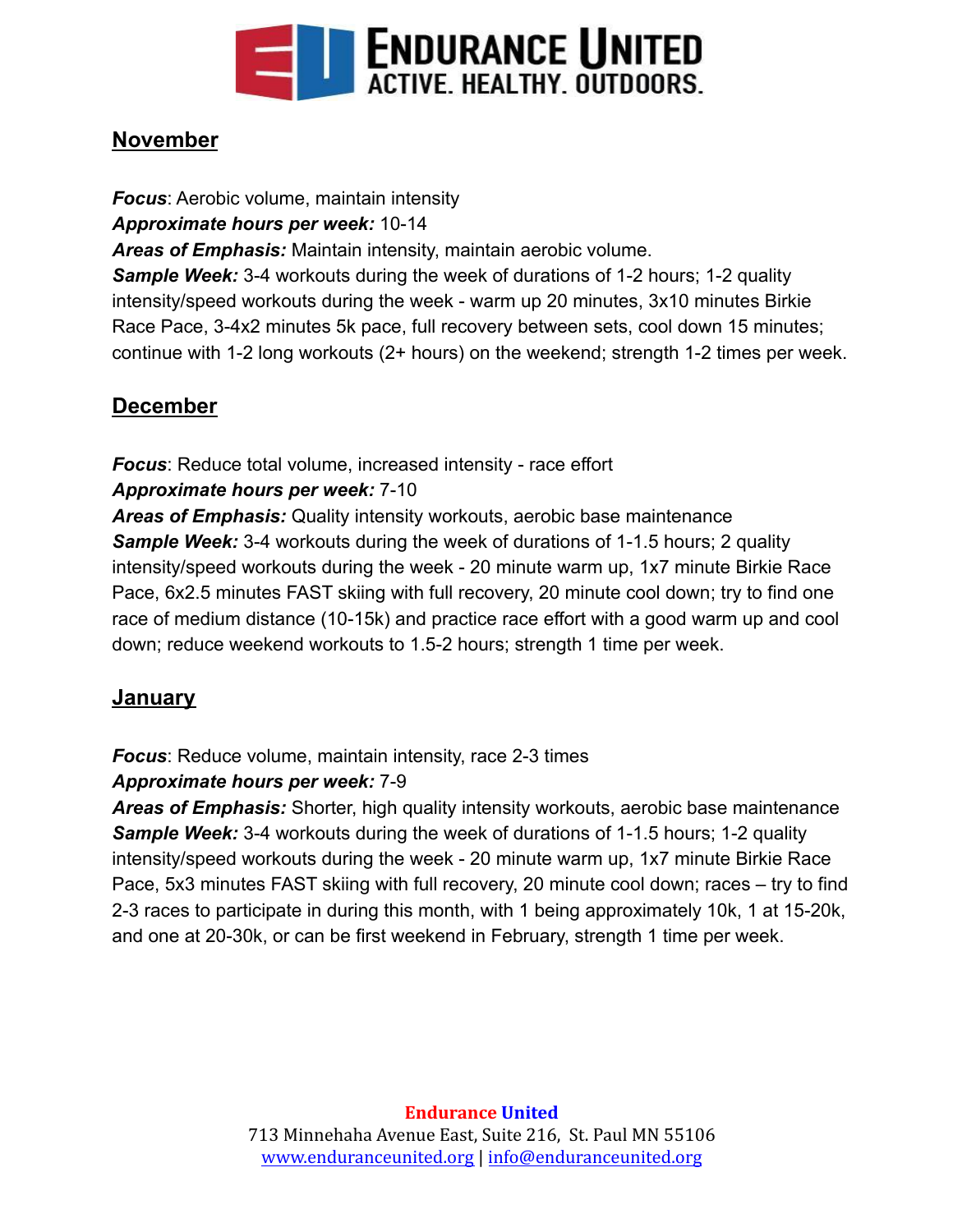## November

***Focus***: Aerobic volume, maintain intensity
***Approximate hours per week:*** 10-14
***Areas of Emphasis:*** Maintain intensity, maintain aerobic volume.
***Sample Week:*** 3-4 workouts during the week of durations of 1-2 hours; 1-2 quality intensity/speed workouts during the week - warm up 20 minutes, 3x10 minutes Birkie Race Pace, 3-4x2 minutes 5k pace, full recovery between sets, cool down 15 minutes; continue with 1-2 long workouts (2+ hours) on the weekend; strength 1-2 times per week.

## December

***Focus***: Reduce total volume, increased intensity - race effort
***Approximate hours per week:*** 7-10
***Areas of Emphasis:*** Quality intensity workouts, aerobic base maintenance
***Sample Week:*** 3-4 workouts during the week of durations of 1-1.5 hours; 2 quality intensity/speed workouts during the week - 20 minute warm up, 1x7 minute Birkie Race Pace, 6x2.5 minutes FAST skiing with full recovery, 20 minute cool down; try to find one race of medium distance (10-15k) and practice race effort with a good warm up and cool down; reduce weekend workouts to 1.5-2 hours; strength 1 time per week.

## January

***Focus***: Reduce volume, maintain intensity, race 2-3 times
***Approximate hours per week:*** 7-9
***Areas of Emphasis:*** Shorter, high quality intensity workouts, aerobic base maintenance
***Sample Week:*** 3-4 workouts during the week of durations of 1-1.5 hours; 1-2 quality intensity/speed workouts during the week - 20 minute warm up, 1x7 minute Birkie Race Pace, 5x3 minutes FAST skiing with full recovery, 20 minute cool down; races – try to find 2-3 races to participate in during this month, with 1 being approximately 10k, 1 at 15-20k, and one at 20-30k, or can be first weekend in February, strength 1 time per week.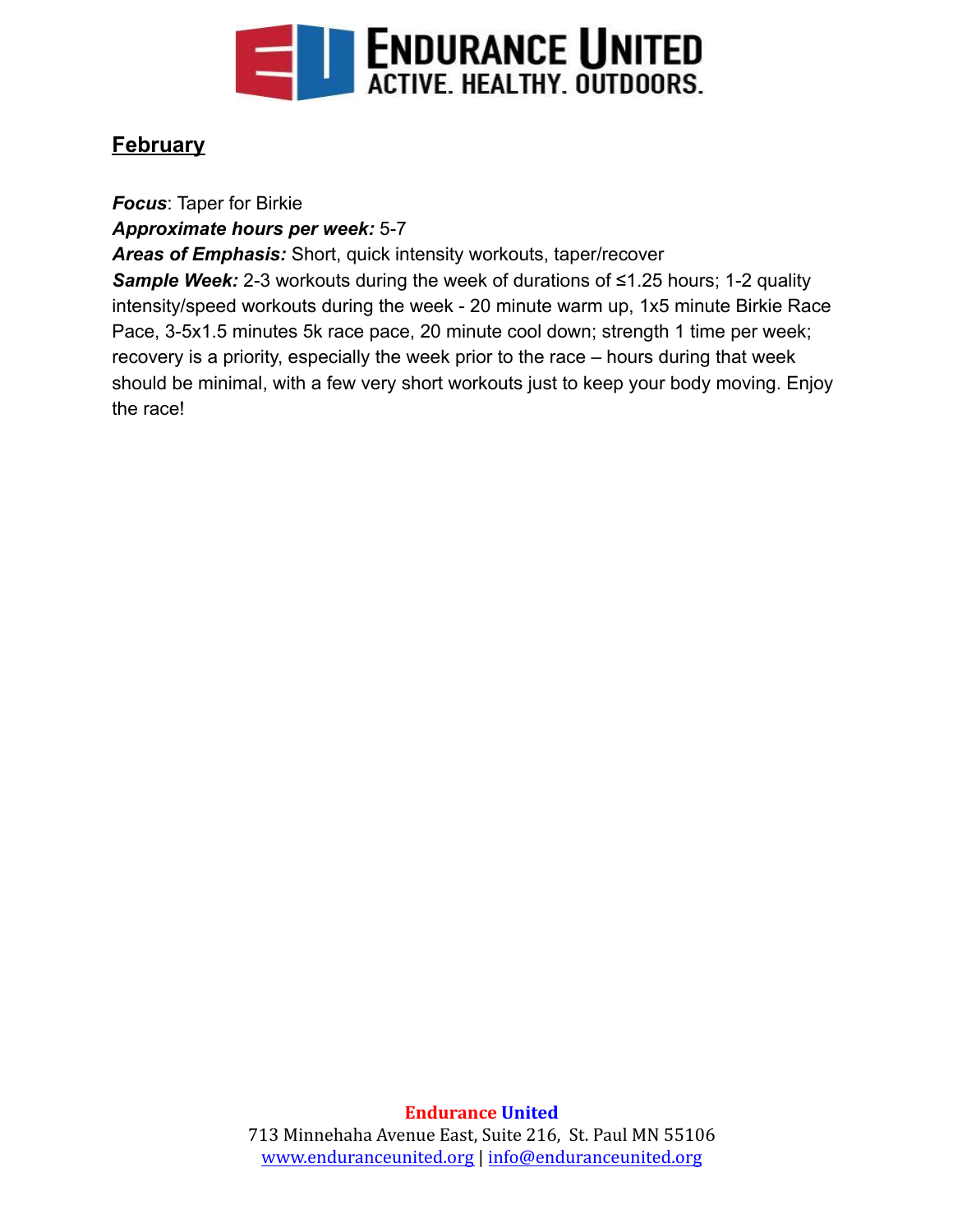## February

***Focus***: Taper for Birkie
***Approximate hours per week:*** 5-7
***Areas of Emphasis:*** Short, quick intensity workouts, taper/recover
***Sample Week:*** 2-3 workouts during the week of durations of ≤1.25 hours; 1-2 quality intensity/speed workouts during the week - 20 minute warm up, 1x5 minute Birkie Race Pace, 3-5x1.5 minutes 5k race pace, 20 minute cool down; strength 1 time per week; recovery is a priority, especially the week prior to the race – hours during that week should be minimal, with a few very short workouts just to keep your body moving. Enjoy the race!